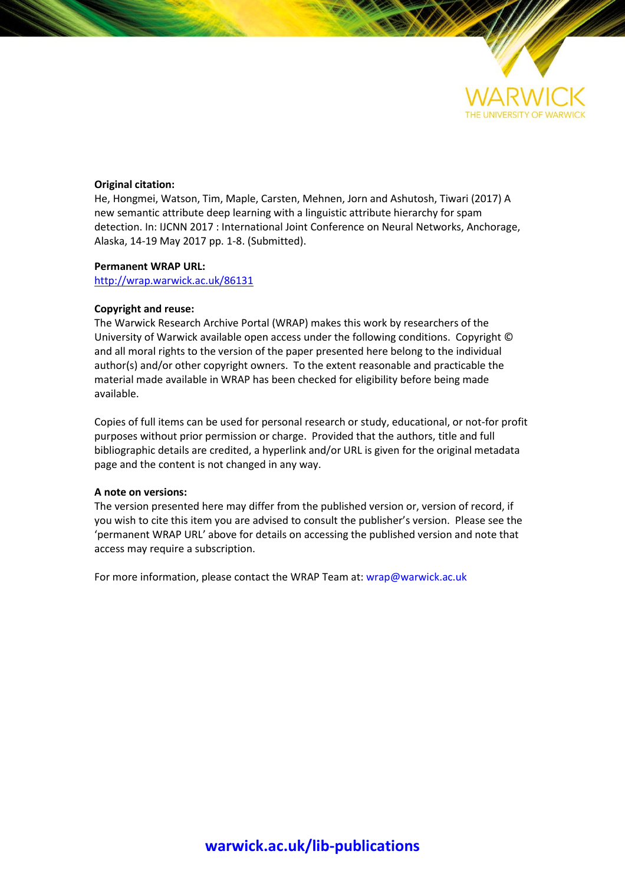**Original citation:**
He, Hongmei, Watson, Tim, Maple, Carsten, Mehnen, Jorn and Ashutosh, Tiwari (2017) A new semantic attribute deep learning with a linguistic attribute hierarchy for spam detection. In: IJCNN 2017 : International Joint Conference on Neural Networks, Anchorage, Alaska, 14-19 May 2017 pp. 1-8. (Submitted).

**Permanent WRAP URL:**
http://wrap.warwick.ac.uk/86131

**Copyright and reuse:**
The Warwick Research Archive Portal (WRAP) makes this work by researchers of the University of Warwick available open access under the following conditions. Copyright © and all moral rights to the version of the paper presented here belong to the individual author(s) and/or other copyright owners. To the extent reasonable and practicable the material made available in WRAP has been checked for eligibility before being made available.

Copies of full items can be used for personal research or study, educational, or not-for profit purposes without prior permission or charge. Provided that the authors, title and full bibliographic details are credited, a hyperlink and/or URL is given for the original metadata page and the content is not changed in any way.

**A note on versions:**
The version presented here may differ from the published version or, version of record, if you wish to cite this item you are advised to consult the publisher's version. Please see the 'permanent WRAP URL' above for details on accessing the published version and note that access may require a subscription.

For more information, please contact the WRAP Team at: wrap@warwick.ac.uk

**warwick.ac.uk/lib-publications**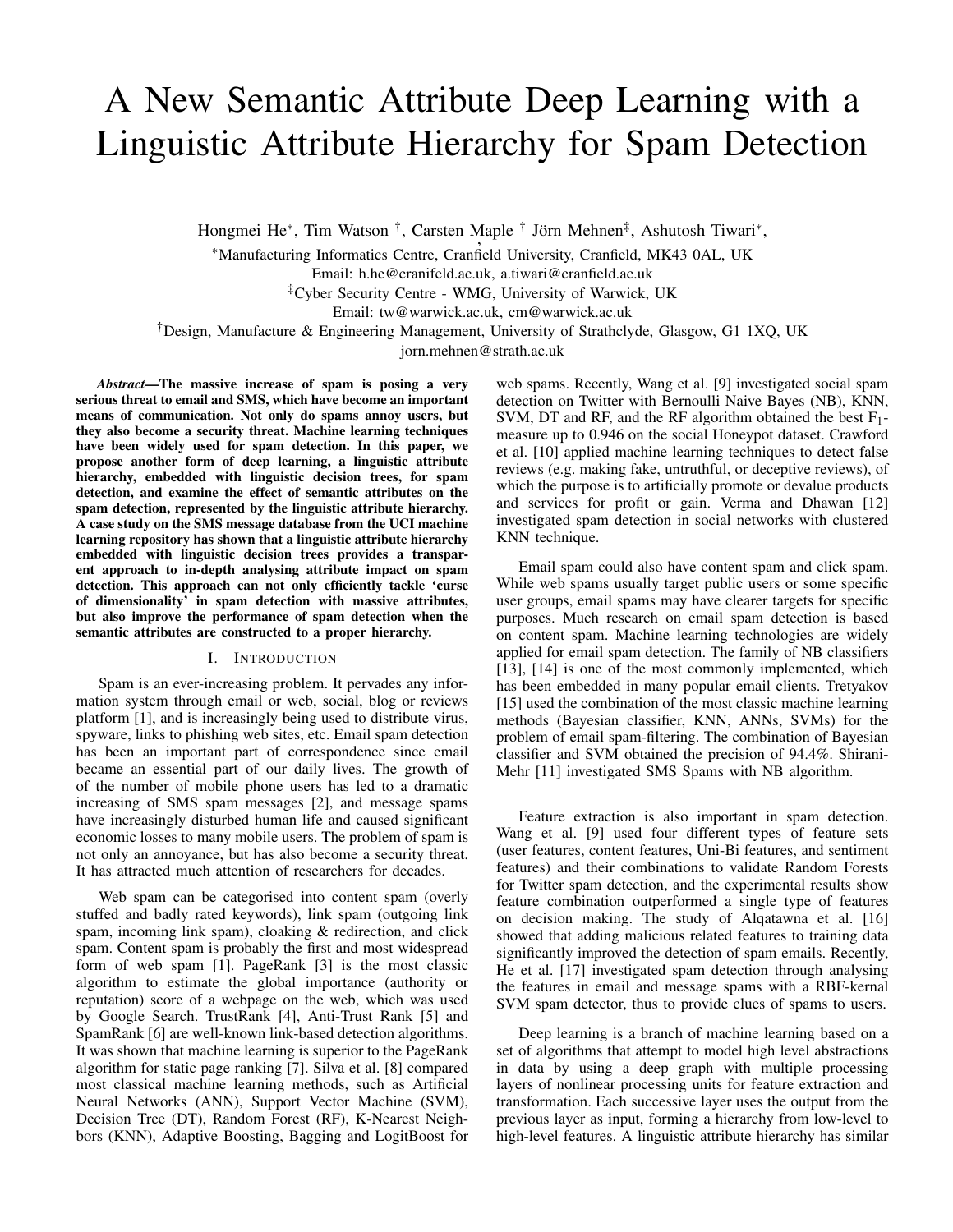# A New Semantic Attribute Deep Learning with a Linguistic Attribute Hierarchy for Spam Detection

Hongmei He*, Tim Watson †, Carsten Maple † Jörn Mehnen‡, Ashutosh Tiwari*,

*Manufacturing Informatics Centre, Cranfield University, Cranfield, MK43 0AL, UK
Email: h.he@cranifeld.ac.uk, a.tiwari@cranfield.ac.uk

‡Cyber Security Centre - WMG, University of Warwick, UK
Email: tw@warwick.ac.uk, cm@warwick.ac.uk

†Design, Manufacture & Engineering Management, University of Strathclyde, Glasgow, G1 1XQ, UK
jorn.mehnen@strath.ac.uk

***Abstract*—The massive increase of spam is posing a very serious threat to email and SMS, which have become an important means of communication. Not only do spams annoy users, but they also become a security threat. Machine learning techniques have been widely used for spam detection. In this paper, we propose another form of deep learning, a linguistic attribute hierarchy, embedded with linguistic decision trees, for spam detection, and examine the effect of semantic attributes on the spam detection, represented by the linguistic attribute hierarchy. A case study on the SMS message database from the UCI machine learning repository has shown that a linguistic attribute hierarchy embedded with linguistic decision trees provides a transparent approach to in-depth analysing attribute impact on spam detection. This approach can not only efficiently tackle 'curse of dimensionality' in spam detection with massive attributes, but also improve the performance of spam detection when the semantic attributes are constructed to a proper hierarchy.**

## I. Introduction

Spam is an ever-increasing problem. It pervades any information system through email or web, social, blog or reviews platform [1], and is increasingly being used to distribute virus, spyware, links to phishing web sites, etc. Email spam detection has been an important part of correspondence since email became an essential part of our daily lives. The growth of the number of mobile phone users has led to a dramatic increasing of SMS spam messages [2], and message spams have increasingly disturbed human life and caused significant economic losses to many mobile users. The problem of spam is not only an annoyance, but has also become a security threat. It has attracted much attention of researchers for decades.

Web spam can be categorised into content spam (overly stuffed and badly rated keywords), link spam (outgoing link spam, incoming link spam), cloaking & redirection, and click spam. Content spam is probably the first and most widespread form of web spam [1]. PageRank [3] is the most classic algorithm to estimate the global importance (authority or reputation) score of a webpage on the web, which was used by Google Search. TrustRank [4], Anti-Trust Rank [5] and SpamRank [6] are well-known link-based detection algorithms. It was shown that machine learning is superior to the PageRank algorithm for static page ranking [7]. Silva et al. [8] compared most classical machine learning methods, such as Artificial Neural Networks (ANN), Support Vector Machine (SVM), Decision Tree (DT), Random Forest (RF), K-Nearest Neighbors (KNN), Adaptive Boosting, Bagging and LogitBoost for web spams. Recently, Wang et al. [9] investigated social spam detection on Twitter with Bernoulli Naive Bayes (NB), KNN, SVM, DT and RF, and the RF algorithm obtained the best $F_1$-measure up to 0.946 on the social Honeypot dataset. Crawford et al. [10] applied machine learning techniques to detect false reviews (e.g. making fake, untruthful, or deceptive reviews), of which the purpose is to artificially promote or devalue products and services for profit or gain. Verma and Dhawan [12] investigated spam detection in social networks with clustered KNN technique.

Email spam could also have content spam and click spam. While web spams usually target public users or some specific user groups, email spams may have clearer targets for specific purposes. Much research on email spam detection is based on content spam. Machine learning technologies are widely applied for email spam detection. The family of NB classifiers [13], [14] is one of the most commonly implemented, which has been embedded in many popular email clients. Tretyakov [15] used the combination of the most classic machine learning methods (Bayesian classifier, KNN, ANNs, SVMs) for the problem of email spam-filtering. The combination of Bayesian classifier and SVM obtained the precision of 94.4%. Shirani-Mehr [11] investigated SMS Spams with NB algorithm.

Feature extraction is also important in spam detection. Wang et al. [9] used four different types of feature sets (user features, content features, Uni-Bi features, and sentiment features) and their combinations to validate Random Forests for Twitter spam detection, and the experimental results show feature combination outperformed a single type of features on decision making. The study of Alqatawna et al. [16] showed that adding malicious related features to training data significantly improved the detection of spam emails. Recently, He et al. [17] investigated spam detection through analysing the features in email and message spams with a RBF-kernal SVM spam detector, thus to provide clues of spams to users.

Deep learning is a branch of machine learning based on a set of algorithms that attempt to model high level abstractions in data by using a deep graph with multiple processing layers of nonlinear processing units for feature extraction and transformation. Each successive layer uses the output from the previous layer as input, forming a hierarchy from low-level to high-level features. A linguistic attribute hierarchy has similar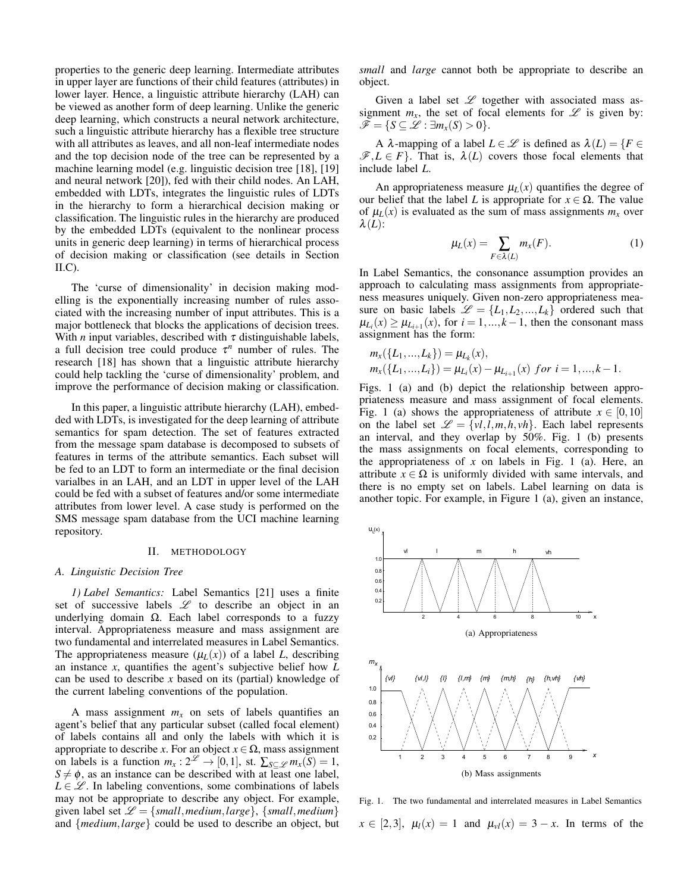properties to the generic deep learning. Intermediate attributes in upper layer are functions of their child features (attributes) in lower layer. Hence, a linguistic attribute hierarchy (LAH) can be viewed as another form of deep learning. Unlike the generic deep learning, which constructs a neural network architecture, such a linguistic attribute hierarchy has a flexible tree structure with all attributes as leaves, and all non-leaf intermediate nodes and the top decision node of the tree can be represented by a machine learning model (e.g. linguistic decision tree [18], [19] and neural network [20]), fed with their child nodes. An LAH, embedded with LDTs, integrates the linguistic rules of LDTs in the hierarchy to form a hierarchical decision making or classification. The linguistic rules in the hierarchy are produced by the embedded LDTs (equivalent to the nonlinear process units in generic deep learning) in terms of hierarchical process of decision making or classification (see details in Section II.C).

The 'curse of dimensionality' in decision making modelling is the exponentially increasing number of rules associated with the increasing number of input attributes. This is a major bottleneck that blocks the applications of decision trees. With $n$ input variables, described with $\tau$ distinguishable labels, a full decision tree could produce $\tau^n$ number of rules. The research [18] has shown that a linguistic attribute hierarchy could help tackling the 'curse of dimensionality' problem, and improve the performance of decision making or classification.

In this paper, a linguistic attribute hierarchy (LAH), embedded with LDTs, is investigated for the deep learning of attribute semantics for spam detection. The set of features extracted from the message spam database is decomposed to subsets of features in terms of the attribute semantics. Each subset will be fed to an LDT to form an intermediate or the final decision varialbes in an LAH, and an LDT in upper level of the LAH could be fed with a subset of features and/or some intermediate attributes from lower level. A case study is performed on the SMS message spam database from the UCI machine learning repository.

## II. Methodology

### A. Linguistic Decision Tree

*1) Label Semantics:* Label Semantics [21] uses a finite set of successive labels $\mathscr{L}$ to describe an object in an underlying domain $\Omega$. Each label corresponds to a fuzzy interval. Appropriateness measure and mass assignment are two fundamental and interrelated measures in Label Semantics. The appropriateness measure ($\mu_L(x)$) of a label $L$, describing an instance $x$, quantifies the agent's subjective belief how $L$ can be used to describe $x$ based on its (partial) knowledge of the current labeling conventions of the population.

A mass assignment $m_x$ on sets of labels quantifies an agent's belief that any particular subset (called focal element) of labels contains all and only the labels with which it is appropriate to describe $x$. For an object $x \in \Omega$, mass assignment on labels is a function $m_x : 2^{\mathscr{L}} \to [0,1]$, st. $\sum_{S \subseteq \mathscr{L}} m_x(S) = 1$, $S \neq \phi$, as an instance can be described with at least one label, $L \in \mathscr{L}$. In labeling conventions, some combinations of labels may not be appropriate to describe any object. For example, given label set $\mathscr{L} = \{small, medium, large\}$, $\{small, medium\}$ and $\{medium, large\}$ could be used to describe an object, but *small* and *large* cannot both be appropriate to describe an object.

Given a label set $\mathscr{L}$ together with associated mass assignment $m_x$, the set of focal elements for $\mathscr{L}$ is given by: $\mathscr{F} = \{S \subseteq \mathscr{L} : \exists m_x(S) > 0\}$.

A $\lambda$-mapping of a label $L \in \mathscr{L}$ is defined as $\lambda(L) = \{F \in \mathscr{F}, L \in F\}$. That is, $\lambda(L)$ covers those focal elements that include label $L$.

An appropriateness measure $\mu_L(x)$ quantifies the degree of our belief that the label $L$ is appropriate for $x \in \Omega$. The value of $\mu_L(x)$ is evaluated as the sum of mass assignments $m_x$ over $\lambda(L)$:

$$\mu_L(x) = \sum_{F \in \lambda(L)} m_x(F). \tag{1}$$

In Label Semantics, the consonance assumption provides an approach to calculating mass assignments from appropriateness measures uniquely. Given non-zero appropriateness measure on basic labels $\mathscr{L} = \{L_1, L_2, ..., L_k\}$ ordered such that $\mu_{L_i}(x) \geq \mu_{L_{i+1}}(x)$, for $i = 1, ..., k-1$, then the consonant mass assignment has the form:

$$m_x(\{L_1, ..., L_k\}) = \mu_{L_k}(x),$$
$$m_x(\{L_1, ..., L_i\}) = \mu_{L_i}(x) - \mu_{L_{i+1}}(x) \ for \ i = 1, ..., k-1.$$

Figs. 1 (a) and (b) depict the relationship between appropriateness measure and mass assignment of focal elements. Fig. 1 (a) shows the appropriateness of attribute $x \in [0, 10]$ on the label set $\mathscr{L} = \{vl, l, m, h, vh\}$. Each label represents an interval, and they overlap by 50%. Fig. 1 (b) presents the mass assignments on focal elements, corresponding to the appropriateness of $x$ on labels in Fig. 1 (a). Here, an attribute $x \in \Omega$ is uniformly divided with same intervals, and there is no empty set on labels. Label learning on data is another topic. For example, in Figure 1 (a), given an instance,

$u_L(x)$
vl l m h vh
1.0
0.8
0.6
0.4
0.2
2 4 6 8 10 x

(a) Appropriateness

$m_x$
{vl} {vl,l} {l} {l,m} {m} {m,h} {h} {h,vh} {vh}
1.0
0.8
0.6
0.4
0.2
1 2 3 4 5 6 7 8 9 x

(b) Mass assignments

Fig. 1. The two fundamental and interrelated measures in Label Semantics

$x \in [2,3]$, $\mu_l(x) = 1$ and $\mu_{vl}(x) = 3 - x$. In terms of the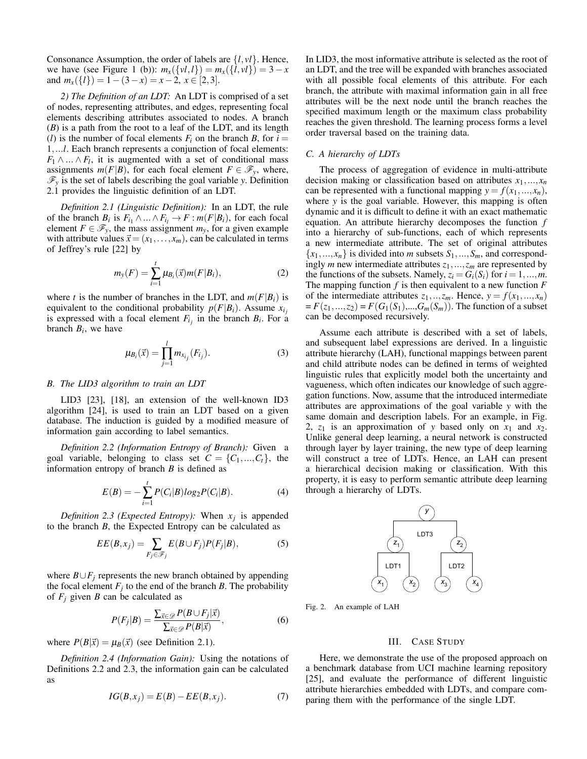Consonance Assumption, the order of labels are $\{l, vl\}$. Hence, we have (see Figure 1 (b)): $m_x(\{vl, l\}) = m_x(\{l, vl\}) = 3 - x$ and $m_x(\{l\}) = 1 - (3 - x) = x - 2$, $x \in [2, 3]$.

*2) The Definition of an LDT:* An LDT is comprised of a set of nodes, representing attributes, and edges, representing focal elements describing attributes associated to nodes. A branch ($B$) is a path from the root to a leaf of the LDT, and its length ($l$) is the number of focal elements $F_i$ on the branch $B$, for $i = 1, ...l$. Each branch represents a conjunction of focal elements: $F_1 \wedge ... \wedge F_l$, it is augmented with a set of conditional mass assignments $m(F|B)$, for each focal element $F \in \mathscr{F}_y$, where, $\mathscr{F}_y$ is the set of labels describing the goal variable $y$. Definition 2.1 provides the linguistic definition of an LDT.

*Definition 2.1 (Linguistic Definition):* In an LDT, the rule of the branch $B_i$ is $F_{i_1} \wedge ... \wedge F_{i_l} \rightarrow F : m(F|B_i)$, for each focal element $F \in \mathscr{F}_y$, the mass assignment $m_y$, for a given example with attribute values $\vec{x} = (x_1, \ldots, x_m)$, can be calculated in terms of Jeffrey's rule [22] by

$$m_y(F) = \sum_{i=1}^{t} \mu_{B_i}(\vec{x}) m(F|B_i), \tag{2}$$

where $t$ is the number of branches in the LDT, and $m(F|B_i)$ is equivalent to the conditional probability $p(F|B_i)$. Assume $x_{i_j}$ is expressed with a focal element $F_{i_j}$ in the branch $B_i$. For a branch $B_i$, we have

$$\mu_{B_i}(\vec{x}) = \prod_{j=1}^{l} m_{x_{i_j}}(F_{i_j}). \tag{3}$$

### B. The LID3 algorithm to train an LDT

LID3 [23], [18], an extension of the well-known ID3 algorithm [24], is used to train an LDT based on a given database. The induction is guided by a modified measure of information gain according to label semantics.

*Definition 2.2 (Information Entropy of Branch):* Given a goal variable, belonging to class set $C = \{C_1, ..., C_t\}$, the information entropy of branch $B$ is defined as

$$E(B) = -\sum_{i=1}^{t} P(C_i|B) log_2 P(C_i|B). \tag{4}$$

*Definition 2.3 (Expected Entropy):* When $x_j$ is appended to the branch $B$, the Expected Entropy can be calculated as

$$EE(B, x_j) = \sum_{F_j \in \mathscr{F}_j} E(B \cup F_j) P(F_j|B), \tag{5}$$

where $B \cup F_j$ represents the new branch obtained by appending the focal element $F_j$ to the end of the branch $B$. The probability of $F_j$ given $B$ can be calculated as

$$P(F_j|B) = \frac{\sum_{\vec{x} \in \mathscr{D}} P(B \cup F_j|\vec{x})}{\sum_{\vec{x} \in \mathscr{D}} P(B|\vec{x})}, \tag{6}$$

where $P(B|\vec{x}) = \mu_B(\vec{x})$ (see Definition 2.1).

*Definition 2.4 (Information Gain):* Using the notations of Definitions 2.2 and 2.3, the information gain can be calculated as

$$IG(B, x_j) = E(B) - EE(B, x_j). \tag{7}$$

In LID3, the most informative attribute is selected as the root of an LDT, and the tree will be expanded with branches associated with all possible focal elements of this attribute. For each branch, the attribute with maximal information gain in all free attributes will be the next node until the branch reaches the specified maximum length or the maximum class probability reaches the given threshold. The learning process forms a level order traversal based on the training data.

### C. A hierarchy of LDTs

The process of aggregation of evidence in multi-attribute decision making or classification based on attributes $x_1, ..., x_n$ can be represented with a functional mapping $y = f(x_1, ..., x_n)$, where $y$ is the goal variable. However, this mapping is often dynamic and it is difficult to define it with an exact mathematic equation. An attribute hierarchy decomposes the function $f$ into a hierarchy of sub-functions, each of which represents a new intermediate attribute. The set of original attributes $\{x_1, ..., x_n\}$ is divided into $m$ subsets $S_1, ..., S_m$, and correspondingly $m$ new intermediate attributes $z_1, ..., z_m$ are represented by the functions of the subsets. Namely, $z_i = G_i(S_i)$ for $i = 1, ..., m$. The mapping function $f$ is then equivalent to a new function $F$ of the intermediate attributes $z_1, .., z_m$. Hence, $y = f(x_1, ..., x_n)$ $= F(z_1, ..., z_2) = F(G_1(S_1), ..., G_m(S_m))$. The function of a subset can be decomposed recursively.

Assume each attribute is described with a set of labels, and subsequent label expressions are derived. In a linguistic attribute hierarchy (LAH), functional mappings between parent and child attribute nodes can be defined in terms of weighted linguistic rules that explicitly model both the uncertainty and vagueness, which often indicates our knowledge of such aggregation functions. Now, assume that the introduced intermediate attributes are approximations of the goal variable $y$ with the same domain and description labels. For an example, in Fig. 2, $z_1$ is an approximation of $y$ based only on $x_1$ and $x_2$. Unlike general deep learning, a neural network is constructed through layer by layer training, the new type of deep learning will construct a tree of LDTs. Hence, an LAH can present a hierarchical decision making or classification. With this property, it is easy to perform semantic attribute deep learning through a hierarchy of LDTs.

Fig. 2. An example of LAH

## III. Case Study

Here, we demonstrate the use of the proposed approach on a benchmark database from UCI machine learning repository [25], and evaluate the performance of different linguistic attribute hierarchies embedded with LDTs, and compare comparing them with the performance of the single LDT.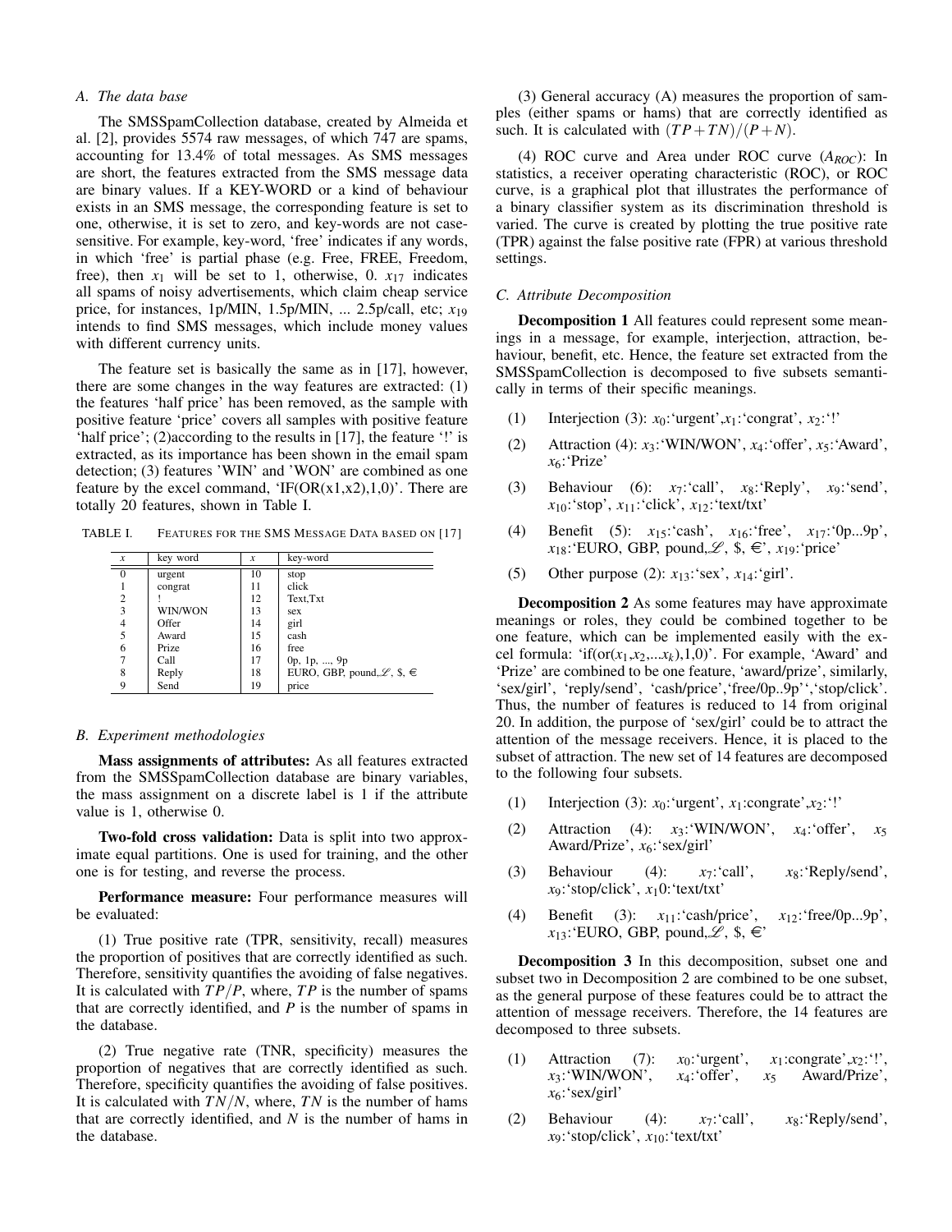### A. The data base

The SMSSpamCollection database, created by Almeida et al. [2], provides 5574 raw messages, of which 747 are spams, accounting for 13.4% of total messages. As SMS messages are short, the features extracted from the SMS message data are binary values. If a KEY-WORD or a kind of behaviour exists in an SMS message, the corresponding feature is set to one, otherwise, it is set to zero, and key-words are not case-sensitive. For example, key-word, 'free' indicates if any words, in which 'free' is partial phase (e.g. Free, FREE, Freedom, free), then $x_1$ will be set to 1, otherwise, 0. $x_{17}$ indicates all spams of noisy advertisements, which claim cheap service price, for instances, 1p/MIN, 1.5p/MIN, ... 2.5p/call, etc; $x_{19}$ intends to find SMS messages, which include money values with different currency units.

The feature set is basically the same as in [17], however, there are some changes in the way features are extracted: (1) the features 'half price' has been removed, as the sample with positive feature 'price' covers all samples with positive feature 'half price'; (2)according to the results in [17], the feature '!' is extracted, as its importance has been shown in the email spam detection; (3) features 'WIN' and 'WON' are combined as one feature by the excel command, 'IF(OR(x1,x2),1,0)'. There are totally 20 features, shown in Table I.

TABLE I. FEATURES FOR THE SMS MESSAGE DATA BASED ON [17]

| $x$ | key word | $x$ | key-word |
|---|---|---|---|
| 0 | urgent | 10 | stop |
| 1 | congrat | 11 | click |
| 2 | ! | 12 | Text,Txt |
| 3 | WIN/WON | 13 | sex |
| 4 | Offer | 14 | girl |
| 5 | Award | 15 | cash |
| 6 | Prize | 16 | free |
| 7 | Call | 17 | 0p, 1p, ..., 9p |
| 8 | Reply | 18 | EURO, GBP, pound,$\mathscr{L}$, \$, € |
| 9 | Send | 19 | price |

### B. Experiment methodologies

**Mass assignments of attributes:** As all features extracted from the SMSSpamCollection database are binary variables, the mass assignment on a discrete label is 1 if the attribute value is 1, otherwise 0.

**Two-fold cross validation:** Data is split into two approximate equal partitions. One is used for training, and the other one is for testing, and reverse the process.

**Performance measure:** Four performance measures will be evaluated:

(1) True positive rate (TPR, sensitivity, recall) measures the proportion of positives that are correctly identified as such. Therefore, sensitivity quantifies the avoiding of false negatives. It is calculated with $TP/P$, where, $TP$ is the number of spams that are correctly identified, and $P$ is the number of spams in the database.

(2) True negative rate (TNR, specificity) measures the proportion of negatives that are correctly identified as such. Therefore, specificity quantifies the avoiding of false positives. It is calculated with $TN/N$, where, $TN$ is the number of hams that are correctly identified, and $N$ is the number of hams in the database.

(3) General accuracy (A) measures the proportion of samples (either spams or hams) that are correctly identified as such. It is calculated with $(TP+TN)/(P+N)$.

(4) ROC curve and Area under ROC curve ($A_{ROC}$): In statistics, a receiver operating characteristic (ROC), or ROC curve, is a graphical plot that illustrates the performance of a binary classifier system as its discrimination threshold is varied. The curve is created by plotting the true positive rate (TPR) against the false positive rate (FPR) at various threshold settings.

### C. Attribute Decomposition

**Decomposition 1** All features could represent some meanings in a message, for example, interjection, attraction, behaviour, benefit, etc. Hence, the feature set extracted from the SMSSpamCollection is decomposed to five subsets semantically in terms of their specific meanings.

(1) Interjection (3): $x_0$:'urgent',$x_1$:'congrat', $x_2$:'!'

(2) Attraction (4): $x_3$:'WIN/WON', $x_4$:'offer', $x_5$:'Award', $x_6$:'Prize'

(3) Behaviour (6): $x_7$:'call', $x_8$:'Reply', $x_9$:'send', $x_{10}$:'stop', $x_{11}$:'click', $x_{12}$:'text/txt'

(4) Benefit (5): $x_{15}$:'cash', $x_{16}$:'free', $x_{17}$:'0p...9p', $x_{18}$:'EURO, GBP, pound,$\mathscr{L}$, \$, €', $x_{19}$:'price'

(5) Other purpose (2): $x_{13}$:'sex', $x_{14}$:'girl'.

**Decomposition 2** As some features may have approximate meanings or roles, they could be combined together to be one feature, which can be implemented easily with the excel formula: 'if(or($x_1$,$x_2$,...$x_k$),1,0)'. For example, 'Award' and 'Prize' are combined to be one feature, 'award/prize', similarly, 'sex/girl', 'reply/send', 'cash/price','free/0p..9p'','stop/click'. Thus, the number of features is reduced to 14 from original 20. In addition, the purpose of 'sex/girl' could be to attract the attention of the message receivers. Hence, it is placed to the subset of attraction. The new set of 14 features are decomposed to the following four subsets.

(1) Interjection (3): $x_0$:'urgent', $x_1$:congrate',$x_2$:'!'

(2) Attraction (4): $x_3$:'WIN/WON', $x_4$:'offer', $x_5$ Award/Prize', $x_6$:'sex/girl'

(3) Behaviour (4): $x_7$:'call', $x_8$:'Reply/send', $x_9$:'stop/click', $x_10$:'text/txt'

(4) Benefit (3): $x_{11}$:'cash/price', $x_{12}$:'free/0p...9p', $x_{13}$:'EURO, GBP, pound,$\mathscr{L}$, \$, €'

**Decomposition 3** In this decomposition, subset one and subset two in Decomposition 2 are combined to be one subset, as the general purpose of these features could be to attract the attention of message receivers. Therefore, the 14 features are decomposed to three subsets.

(1) Attraction (7): $x_0$:'urgent', $x_1$:congrate',$x_2$:'!', $x_3$:'WIN/WON', $x_4$:'offer', $x_5$ Award/Prize', $x_6$:'sex/girl'

(2) Behaviour (4): $x_7$:'call', $x_8$:'Reply/send', $x_9$:'stop/click', $x_{10}$:'text/txt'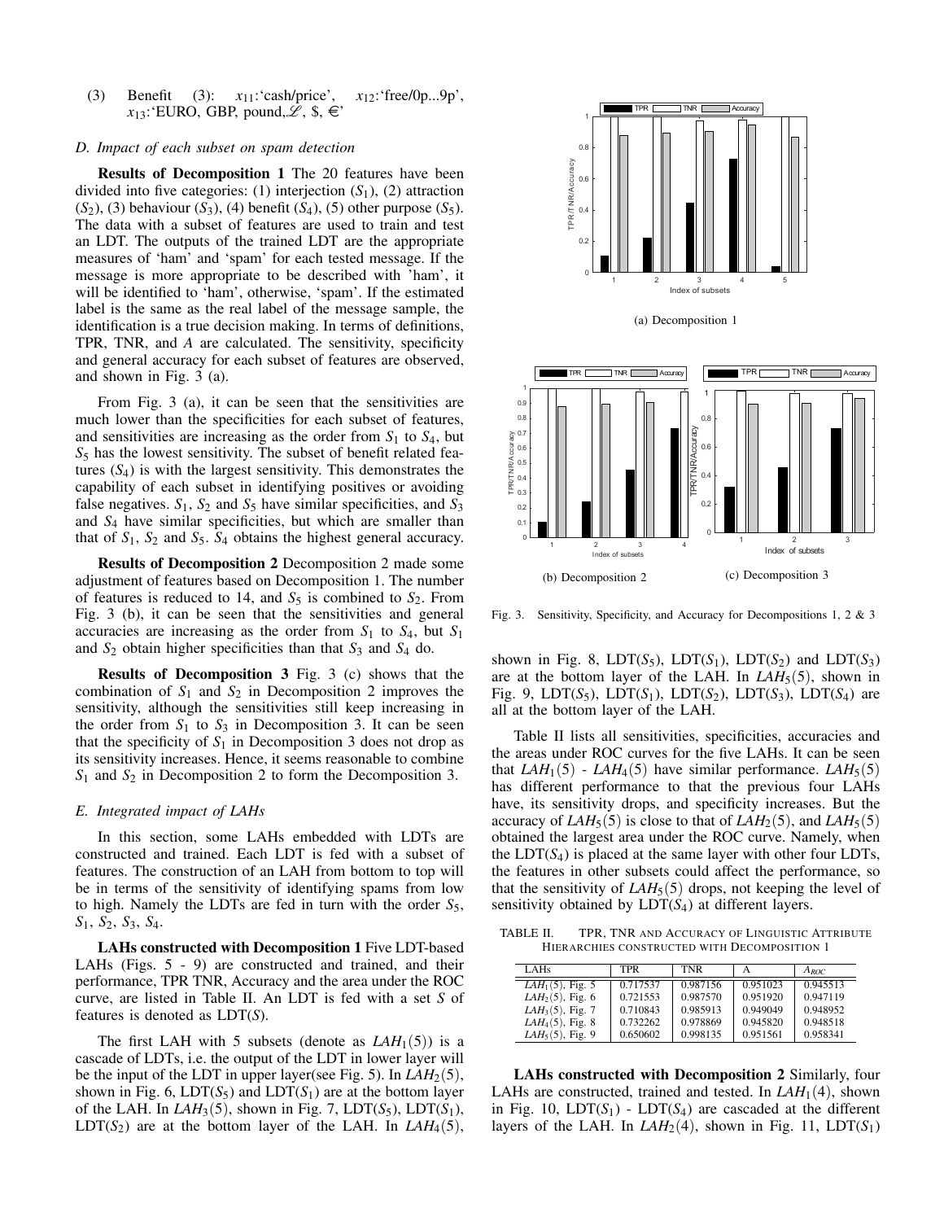(3) Benefit (3): $x_{11}$:'cash/price', $x_{12}$:'free/0p...9p', $x_{13}$:'EURO, GBP, pound,$\mathscr{L}$, \$, €'

### D. Impact of each subset on spam detection

**Results of Decomposition 1** The 20 features have been divided into five categories: (1) interjection ($S_1$), (2) attraction ($S_2$), (3) behaviour ($S_3$), (4) benefit ($S_4$), (5) other purpose ($S_5$). The data with a subset of features are used to train and test an LDT. The outputs of the trained LDT are the appropriate measures of 'ham' and 'spam' for each tested message. If the message is more appropriate to be described with 'ham', it will be identified to 'ham', otherwise, 'spam'. If the estimated label is the same as the real label of the message sample, the identification is a true decision making. In terms of definitions, TPR, TNR, and $A$ are calculated. The sensitivity, specificity and general accuracy for each subset of features are observed, and shown in Fig. 3 (a).

From Fig. 3 (a), it can be seen that the sensitivities are much lower than the specificities for each subset of features, and sensitivities are increasing as the order from $S_1$ to $S_4$, but $S_5$ has the lowest sensitivity. The subset of benefit related features ($S_4$) is with the largest sensitivity. This demonstrates the capability of each subset in identifying positives or avoiding false negatives. $S_1$, $S_2$ and $S_5$ have similar specificities, and $S_3$ and $S_4$ have similar specificities, but which are smaller than that of $S_1$, $S_2$ and $S_5$. $S_4$ obtains the highest general accuracy.

**Results of Decomposition 2** Decomposition 2 made some adjustment of features based on Decomposition 1. The number of features is reduced to 14, and $S_5$ is combined to $S_2$. From Fig. 3 (b), it can be seen that the sensitivities and general accuracies are increasing as the order from $S_1$ to $S_4$, but $S_1$ and $S_2$ obtain higher specificities than that $S_3$ and $S_4$ do.

**Results of Decomposition 3** Fig. 3 (c) shows that the combination of $S_1$ and $S_2$ in Decomposition 2 improves the sensitivity, although the sensitivities still keep increasing in the order from $S_1$ to $S_3$ in Decomposition 3. It can be seen that the specificity of $S_1$ in Decomposition 3 does not drop as its sensitivity increases. Hence, it seems reasonable to combine $S_1$ and $S_2$ in Decomposition 2 to form the Decomposition 3.

### E. Integrated impact of LAHs

In this section, some LAHs embedded with LDTs are constructed and trained. Each LDT is fed with a subset of features. The construction of an LAH from bottom to top will be in terms of the sensitivity of identifying spams from low to high. Namely the LDTs are fed in turn with the order $S_5$, $S_1$, $S_2$, $S_3$, $S_4$.

**LAHs constructed with Decomposition 1** Five LDT-based LAHs (Figs. 5 - 9) are constructed and trained, and their performance, TPR TNR, Accuracy and the area under the ROC curve, are listed in Table II. An LDT is fed with a set $S$ of features is denoted as LDT($S$).

The first LAH with 5 subsets (denote as $LAH_1(5)$) is a cascade of LDTs, i.e. the output of the LDT in lower layer will be the input of the LDT in upper layer(see Fig. 5). In $LAH_2(5)$, shown in Fig. 6, LDT($S_5$) and LDT($S_1$) are at the bottom layer of the LAH. In $LAH_3(5)$, shown in Fig. 7, LDT($S_5$), LDT($S_1$), LDT($S_2$) are at the bottom layer of the LAH. In $LAH_4(5)$, shown in Fig. 8, LDT($S_5$), LDT($S_1$), LDT($S_2$) and LDT($S_3$) are at the bottom layer of the LAH. In $LAH_5(5)$, shown in Fig. 9, LDT($S_5$), LDT($S_1$), LDT($S_2$), LDT($S_3$), LDT($S_4$) are all at the bottom layer of the LAH.

Table II lists all sensitivities, specificities, accuracies and the areas under ROC curves for the five LAHs. It can be seen that $LAH_1(5)$ - $LAH_4(5)$ have similar performance. $LAH_5(5)$ has different performance to that the previous four LAHs have, its sensitivity drops, and specificity increases. But the accuracy of $LAH_5(5)$ is close to that of $LAH_2(5)$, and $LAH_5(5)$ obtained the largest area under the ROC curve. Namely, when the LDT($S_4$) is placed at the same layer with other four LDTs, the features in other subsets could affect the performance, so that the sensitivity of $LAH_5(5)$ drops, not keeping the level of sensitivity obtained by LDT($S_4$) at different layers.

TABLE II. TPR, TNR and Accuracy of Linguistic Attribute Hierarchies constructed with Decomposition 1

| LAHs | TPR | TNR | A | $A_{ROC}$ |
|---|---|---|---|---|
| $LAH_1(5)$, Fig. 5 | 0.717537 | 0.987156 | 0.951023 | 0.945513 |
| $LAH_2(5)$, Fig. 6 | 0.721553 | 0.987570 | 0.951920 | 0.947119 |
| $LAH_3(5)$, Fig. 7 | 0.710843 | 0.985913 | 0.949049 | 0.948952 |
| $LAH_4(5)$, Fig. 8 | 0.732262 | 0.978869 | 0.945820 | 0.948518 |
| $LAH_5(5)$, Fig. 9 | 0.650602 | 0.998135 | 0.951561 | 0.958341 |

**LAHs constructed with Decomposition 2** Similarly, four LAHs are constructed, trained and tested. In $LAH_1(4)$, shown in Fig. 10, LDT($S_1$) - LDT($S_4$) are cascaded at the different layers of the LAH. In $LAH_2(4)$, shown in Fig. 11, LDT($S_1$)

Fig. 3. Sensitivity, Specificity, and Accuracy for Decompositions 1, 2 & 3

(a) Decomposition 1

(b) Decomposition 2

(c) Decomposition 3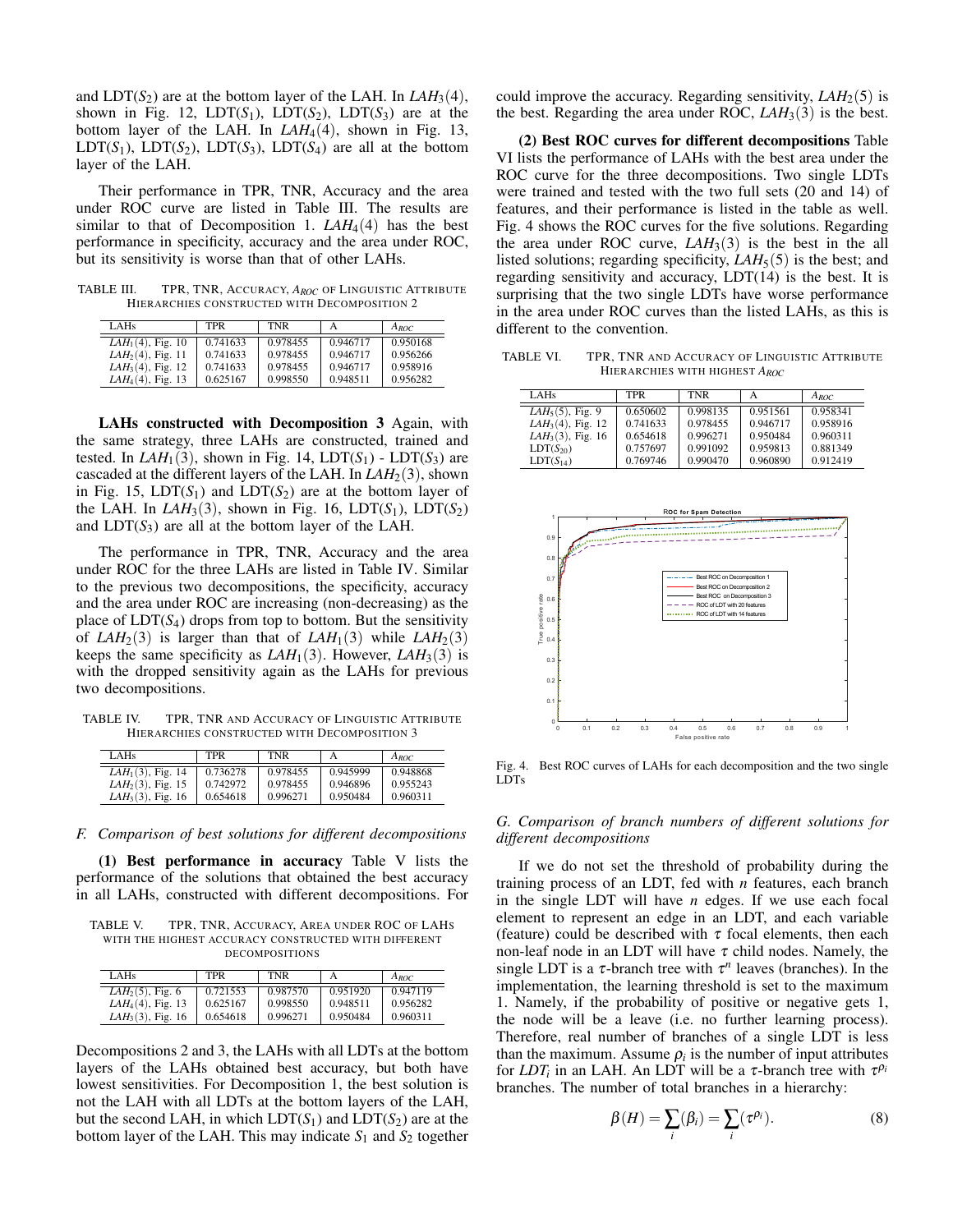and LDT($S_2$) are at the bottom layer of the LAH. In $LAH_3(4)$, shown in Fig. 12, LDT($S_1$), LDT($S_2$), LDT($S_3$) are at the bottom layer of the LAH. In $LAH_4(4)$, shown in Fig. 13, LDT($S_1$), LDT($S_2$), LDT($S_3$), LDT($S_4$) are all at the bottom layer of the LAH.

Their performance in TPR, TNR, Accuracy and the area under ROC curve are listed in Table III. The results are similar to that of Decomposition 1. $LAH_4(4)$ has the best performance in specificity, accuracy and the area under ROC, but its sensitivity is worse than that of other LAHs.

TABLE III. TPR, TNR, ACCURACY, $A_{ROC}$ OF LINGUISTIC ATTRIBUTE HIERARCHIES CONSTRUCTED WITH DECOMPOSITION 2

| LAHs | TPR | TNR | A | $A_{ROC}$ |
|---|---|---|---|---|
| $LAH_1(4)$, Fig. 10 | 0.741633 | 0.978455 | 0.946717 | 0.950168 |
| $LAH_2(4)$, Fig. 11 | 0.741633 | 0.978455 | 0.946717 | 0.956266 |
| $LAH_3(4)$, Fig. 12 | 0.741633 | 0.978455 | 0.946717 | 0.958916 |
| $LAH_4(4)$, Fig. 13 | 0.625167 | 0.998550 | 0.948511 | 0.956282 |

**LAHs constructed with Decomposition 3** Again, with the same strategy, three LAHs are constructed, trained and tested. In $LAH_1(3)$, shown in Fig. 14, LDT($S_1$) - LDT($S_3$) are cascaded at the different layers of the LAH. In $LAH_2(3)$, shown in Fig. 15, LDT($S_1$) and LDT($S_2$) are at the bottom layer of the LAH. In $LAH_3(3)$, shown in Fig. 16, LDT($S_1$), LDT($S_2$) and LDT($S_3$) are all at the bottom layer of the LAH.

The performance in TPR, TNR, Accuracy and the area under ROC for the three LAHs are listed in Table IV. Similar to the previous two decompositions, the specificity, accuracy and the area under ROC are increasing (non-decreasing) as the place of LDT($S_4$) drops from top to bottom. But the sensitivity of $LAH_2(3)$ is larger than that of $LAH_1(3)$ while $LAH_2(3)$ keeps the same specificity as $LAH_1(3)$. However, $LAH_3(3)$ is with the dropped sensitivity again as the LAHs for previous two decompositions.

TABLE IV. TPR, TNR AND ACCURACY OF LINGUISTIC ATTRIBUTE HIERARCHIES CONSTRUCTED WITH DECOMPOSITION 3

| LAHs | TPR | TNR | A | $A_{ROC}$ |
|---|---|---|---|---|
| $LAH_1(3)$, Fig. 14 | 0.736278 | 0.978455 | 0.945999 | 0.948868 |
| $LAH_2(3)$, Fig. 15 | 0.742972 | 0.978455 | 0.946896 | 0.955243 |
| $LAH_3(3)$, Fig. 16 | 0.654618 | 0.996271 | 0.950484 | 0.960311 |

### F. Comparison of best solutions for different decompositions

**(1) Best performance in accuracy** Table V lists the performance of the solutions that obtained the best accuracy in all LAHs, constructed with different decompositions. For

TABLE V. TPR, TNR, ACCURACY, AREA UNDER ROC OF LAHS WITH THE HIGHEST ACCURACY CONSTRUCTED WITH DIFFERENT DECOMPOSITIONS

| LAHs | TPR | TNR | A | $A_{ROC}$ |
|---|---|---|---|---|
| $LAH_2(5)$, Fig. 6 | 0.721553 | 0.987570 | 0.951920 | 0.947119 |
| $LAH_4(4)$, Fig. 13 | 0.625167 | 0.998550 | 0.948511 | 0.956282 |
| $LAH_3(3)$, Fig. 16 | 0.654618 | 0.996271 | 0.950484 | 0.960311 |

Decompositions 2 and 3, the LAHs with all LDTs at the bottom layers of the LAHs obtained best accuracy, but both have lowest sensitivities. For Decomposition 1, the best solution is not the LAH with all LDTs at the bottom layers of the LAH, but the second LAH, in which LDT($S_1$) and LDT($S_2$) are at the bottom layer of the LAH. This may indicate $S_1$ and $S_2$ together could improve the accuracy. Regarding sensitivity, $LAH_2(5)$ is the best. Regarding the area under ROC, $LAH_3(3)$ is the best.

**(2) Best ROC curves for different decompositions** Table VI lists the performance of LAHs with the best area under the ROC curve for the three decompositions. Two single LDTs were trained and tested with the two full sets (20 and 14) of features, and their performance is listed in the table as well. Fig. 4 shows the ROC curves for the five solutions. Regarding the area under ROC curve, $LAH_3(3)$ is the best in the all listed solutions; regarding specificity, $LAH_5(5)$ is the best; and regarding sensitivity and accuracy, LDT(14) is the best. It is surprising that the two single LDTs have worse performance in the area under ROC curves than the listed LAHs, as this is different to the convention.

TABLE VI. TPR, TNR AND ACCURACY OF LINGUISTIC ATTRIBUTE HIERARCHIES WITH HIGHEST $A_{ROC}$

| LAHs | TPR | TNR | A | $A_{ROC}$ |
|---|---|---|---|---|
| $LAH_5(5)$, Fig. 9 | 0.650602 | 0.998135 | 0.951561 | 0.958341 |
| $LAH_3(4)$, Fig. 12 | 0.741633 | 0.978455 | 0.946717 | 0.958916 |
| $LAH_3(3)$, Fig. 16 | 0.654618 | 0.996271 | 0.950484 | 0.960311 |
| LDT($S_{20}$) | 0.757697 | 0.991092 | 0.959813 | 0.881349 |
| LDT($S_{14}$) | 0.769746 | 0.990470 | 0.960890 | 0.912419 |

Fig. 4. Best ROC curves of LAHs for each decomposition and the two single LDTs

### G. Comparison of branch numbers of different solutions for different decompositions

If we do not set the threshold of probability during the training process of an LDT, fed with $n$ features, each branch in the single LDT will have $n$ edges. If we use each focal element to represent an edge in an LDT, and each variable (feature) could be described with $\tau$ focal elements, then each non-leaf node in an LDT will have $\tau$ child nodes. Namely, the single LDT is a $\tau$-branch tree with $\tau^n$ leaves (branches). In the implementation, the learning threshold is set to the maximum 1. Namely, if the probability of positive or negative gets 1, the node will be a leave (i.e. no further learning process). Therefore, real number of branches of a single LDT is less than the maximum. Assume $\rho_i$ is the number of input attributes for $LDT_i$ in an LAH. An LDT will be a $\tau$-branch tree with $\tau^{\rho_i}$ branches. The number of total branches in a hierarchy:

$$\beta(H) = \sum_i (\beta_i) = \sum_i (\tau^{\rho_i}). \tag{8}$$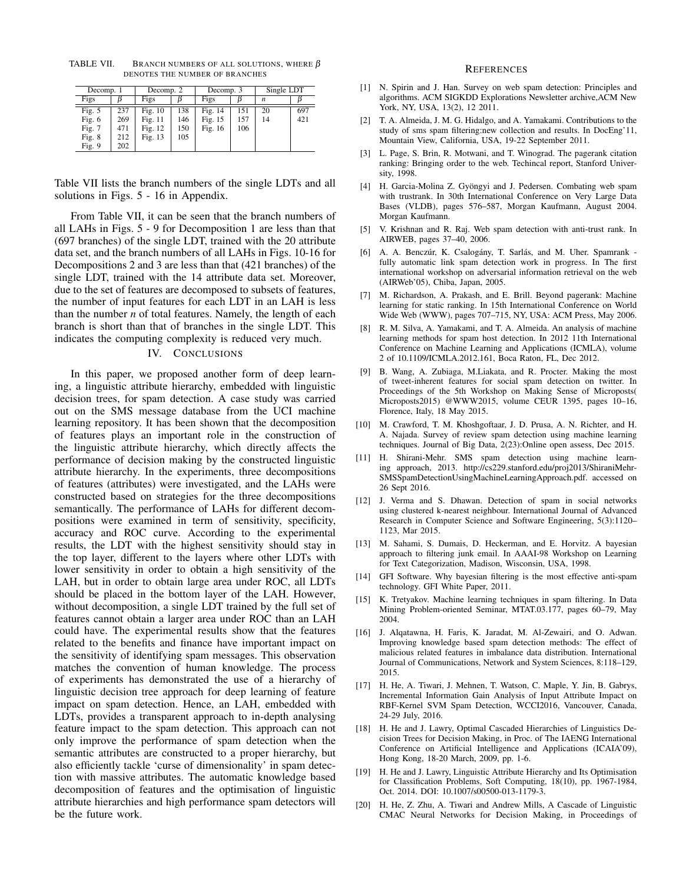TABLE VII. BRANCH NUMBERS OF ALL SOLUTIONS, WHERE $\beta$ DENOTES THE NUMBER OF BRANCHES

| Decomp. 1 | | Decomp. 2 | | Decomp. 3 | | Single LDT | |
|---|---|---|---|---|---|---|---|
| Figs | $\beta$ | Figs | $\beta$ | Figs | $\beta$ | $n$ | $\beta$ |
| Fig. 5 | 237 | Fig. 10 | 138 | Fig. 14 | 151 | 20 | 697 |
| Fig. 6 | 269 | Fig. 11 | 146 | Fig. 15 | 157 | 14 | 421 |
| Fig. 7 | 471 | Fig. 12 | 150 | Fig. 16 | 106 | | |
| Fig. 8 | 212 | Fig. 13 | 105 | | | | |
| Fig. 9 | 202 | | | | | | |

Table VII lists the branch numbers of the single LDTs and all solutions in Figs. 5 - 16 in Appendix.

From Table VII, it can be seen that the branch numbers of all LAHs in Figs. 5 - 9 for Decomposition 1 are less than that (697 branches) of the single LDT, trained with the 20 attribute data set, and the branch numbers of all LAHs in Figs. 10-16 for Decompositions 2 and 3 are less than that (421 branches) of the single LDT, trained with the 14 attribute data set. Moreover, due to the set of features are decomposed to subsets of features, the number of input features for each LDT in an LAH is less than the number $n$ of total features. Namely, the length of each branch is short than that of branches in the single LDT. This indicates the computing complexity is reduced very much.

## IV. CONCLUSIONS

In this paper, we proposed another form of deep learning, a linguistic attribute hierarchy, embedded with linguistic decision trees, for spam detection. A case study was carried out on the SMS message database from the UCI machine learning repository. It has been shown that the decomposition of features plays an important role in the construction of the linguistic attribute hierarchy, which directly affects the performance of decision making by the constructed linguistic attribute hierarchy. In the experiments, three decompositions of features (attributes) were investigated, and the LAHs were constructed based on strategies for the three decompositions semantically. The performance of LAHs for different decompositions were examined in term of sensitivity, specificity, accuracy and ROC curve. According to the experimental results, the LDT with the highest sensitivity should stay in the top layer, different to the layers where other LDTs with lower sensitivity in order to obtain a high sensitivity of the LAH, but in order to obtain large area under ROC, all LDTs should be placed in the bottom layer of the LAH. However, without decomposition, a single LDT trained by the full set of features cannot obtain a larger area under ROC than an LAH could have. The experimental results show that the features related to the benefits and finance have important impact on the sensitivity of identifying spam messages. This observation matches the convention of human knowledge. The process of experiments has demonstrated the use of a hierarchy of linguistic decision tree approach for deep learning of feature impact on spam detection. Hence, an LAH, embedded with LDTs, provides a transparent approach to in-depth analysing feature impact to the spam detection. This approach can not only improve the performance of spam detection when the semantic attributes are constructed to a proper hierarchy, but also efficiently tackle 'curse of dimensionality' in spam detection with massive attributes. The automatic knowledge based decomposition of features and the optimisation of linguistic attribute hierarchies and high performance spam detectors will be the future work.

## REFERENCES

[1] N. Spirin and J. Han. Survey on web spam detection: Principles and algorithms. ACM SIGKDD Explorations Newsletter archive,ACM New York, NY, USA, 13(2), 12 2011.

[2] T. A. Almeida, J. M. G. Hidalgo, and A. Yamakami. Contributions to the study of sms spam filtering:new collection and results. In DocEng'11, Mountain View, California, USA, 19-22 September 2011.

[3] L. Page, S. Brin, R. Motwani, and T. Winograd. The pagerank citation ranking: Bringing order to the web. Techincal report, Stanford University, 1998.

[4] H. Garcia-Molina Z. Gyöngyi and J. Pedersen. Combating web spam with trustrank. In 30th International Conference on Very Large Data Bases (VLDB), pages 576–587, Morgan Kaufmann, August 2004. Morgan Kaufmann.

[5] V. Krishnan and R. Raj. Web spam detection with anti-trust rank. In AIRWEB, pages 37–40, 2006.

[6] A. A. Benczúr, K. Csalogány, T. Sarlás, and M. Uher. Spamrank - fully automatic link spam detection work in progress. In The first international workshop on adversarial information retrieval on the web (AIRWeb'05), Chiba, Japan, 2005.

[7] M. Richardson, A. Prakash, and E. Brill. Beyond pagerank: Machine learning for static ranking. In 15th International Conference on World Wide Web (WWW), pages 707–715, NY, USA: ACM Press, May 2006.

[8] R. M. Silva, A. Yamakami, and T. A. Almeida. An analysis of machine learning methods for spam host detection. In 2012 11th International Conference on Machine Learning and Applications (ICMLA), volume 2 of 10.1109/ICMLA.2012.161, Boca Raton, FL, Dec 2012.

[9] B. Wang, A. Zubiaga, M.Liakata, and R. Procter. Making the most of tweet-inherent features for social spam detection on twitter. In Proceedings of the 5th Workshop on Making Sense of Microposts( Microposts2015) @WWW2015, volume CEUR 1395, pages 10–16, Florence, Italy, 18 May 2015.

[10] M. Crawford, T. M. Khoshgoftaar, J. D. Prusa, A. N. Richter, and H. A. Najada. Survey of review spam detection using machine learning techniques. Journal of Big Data, 2(23):Online open assess, Dec 2015.

[11] H. Shirani-Mehr. SMS spam detection using machine learning approach, 2013. http://cs229.stanford.edu/proj2013/ShiraniMehr-SMSSpamDetectionUsingMachineLearningApproach.pdf. accessed on 26 Sept 2016.

[12] J. Verma and S. Dhawan. Detection of spam in social networks using clustered k-nearest neighbour. International Journal of Advanced Research in Computer Science and Software Engineering, 5(3):1120–1123, Mar 2015.

[13] M. Sahami, S. Dumais, D. Heckerman, and E. Horvitz. A bayesian approach to filtering junk email. In AAAI-98 Workshop on Learning for Text Categorization, Madison, Wisconsin, USA, 1998.

[14] GFI Software. Why bayesian filtering is the most effective anti-spam technology. GFI White Paper, 2011.

[15] K. Tretyakov. Machine learning techniques in spam filtering. In Data Mining Problem-oriented Seminar, MTAT.03.177, pages 60–79, May 2004.

[16] J. Alqatawna, H. Faris, K. Jaradat, M. Al-Zewairi, and O. Adwan. Improving knowledge based spam detection methods: The effect of malicious related features in imbalance data distribution. International Journal of Communications, Network and System Sciences, 8:118–129, 2015.

[17] H. He, A. Tiwari, J. Mehnen, T. Watson, C. Maple, Y. Jin, B. Gabrys, Incremental Information Gain Analysis of Input Attribute Impact on RBF-Kernel SVM Spam Detection, WCCI2016, Vancouver, Canada, 24-29 July, 2016.

[18] H. He and J. Lawry, Optimal Cascaded Hierarchies of Linguistics Decision Trees for Decision Making, in Proc. of The IAENG International Conference on Artificial Intelligence and Applications (ICAIA'09), Hong Kong, 18-20 March, 2009, pp. 1-6.

[19] H. He and J. Lawry, Linguistic Attribute Hierarchy and Its Optimisation for Classification Problems, Soft Computing, 18(10), pp. 1967-1984, Oct. 2014. DOI: 10.1007/s00500-013-1179-3.

[20] H. He, Z. Zhu, A. Tiwari and Andrew Mills, A Cascade of Linguistic CMAC Neural Networks for Decision Making, in Proceedings of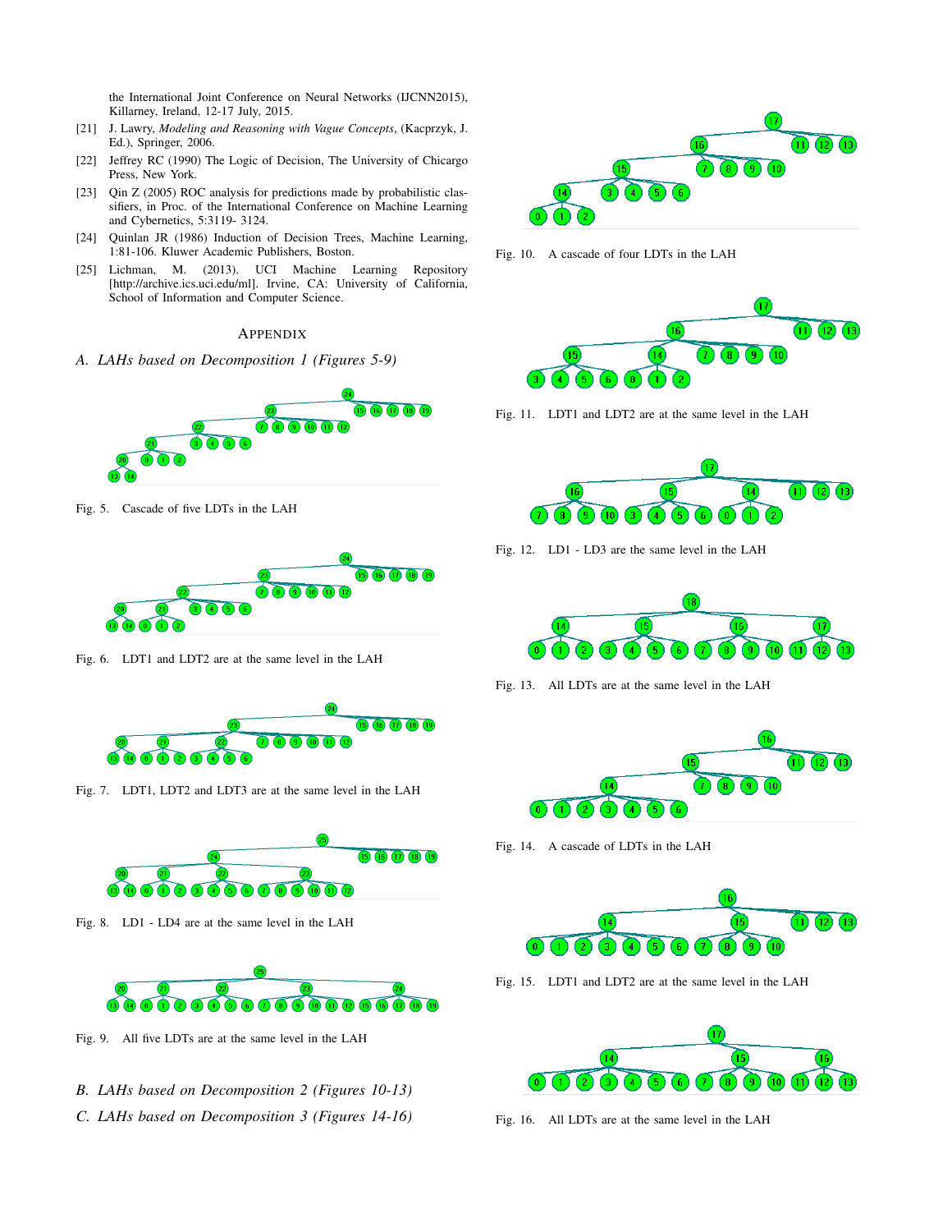the International Joint Conference on Neural Networks (IJCNN2015), Killarney, Ireland, 12-17 July, 2015.

[21] J. Lawry, *Modeling and Reasoning with Vague Concepts*, (Kacprzyk, J. Ed.), Springer, 2006.

[22] Jeffrey RC (1990) The Logic of Decision, The University of Chicago Press, New York.

[23] Qin Z (2005) ROC analysis for predictions made by probabilistic classifiers, in Proc. of the International Conference on Machine Learning and Cybernetics, 5:3119- 3124.

[24] Quinlan JR (1986) Induction of Decision Trees, Machine Learning, 1:81-106. Kluwer Academic Publishers, Boston.

[25] Lichman, M. (2013). UCI Machine Learning Repository [http://archive.ics.uci.edu/ml]. Irvine, CA: University of California, School of Information and Computer Science.

## APPENDIX

### *A. LAHs based on Decomposition 1 (Figures 5-9)*

Fig. 5. Cascade of five LDTs in the LAH

Fig. 6. LDT1 and LDT2 are at the same level in the LAH

Fig. 7. LDT1, LDT2 and LDT3 are at the same level in the LAH

Fig. 8. LD1 - LD4 are at the same level in the LAH

Fig. 9. All five LDTs are at the same level in the LAH

### *B. LAHs based on Decomposition 2 (Figures 10-13)*

### *C. LAHs based on Decomposition 3 (Figures 14-16)*

Fig. 10. A cascade of four LDTs in the LAH

Fig. 11. LDT1 and LDT2 are at the same level in the LAH

Fig. 12. LD1 - LD3 are the same level in the LAH

Fig. 13. All LDTs are at the same level in the LAH

Fig. 14. A cascade of LDTs in the LAH

Fig. 15. LDT1 and LDT2 are at the same level in the LAH

Fig. 16. All LDTs are at the same level in the LAH